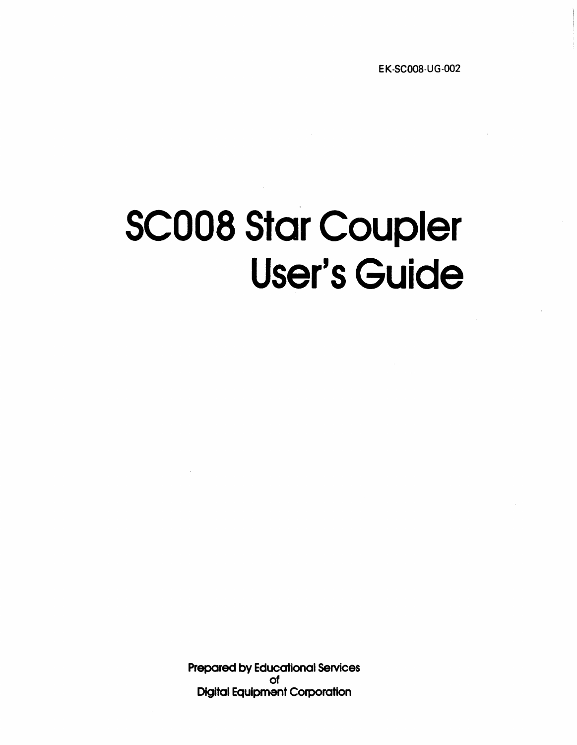EK-SC008-UG-002

# SC008 Star Coupler User's Guide

**Prepared by Educational Services of Digital Equipment Corporation**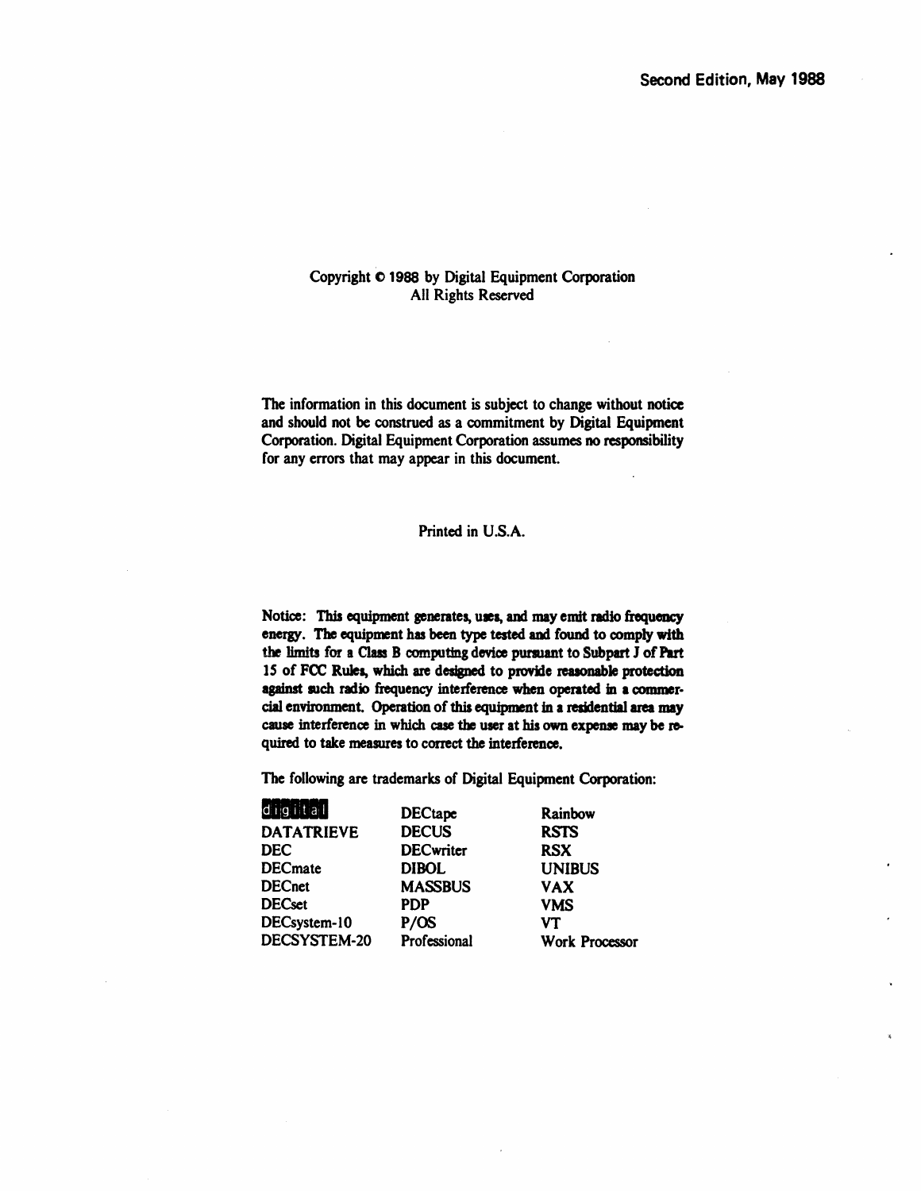Second Edition, May 1988

Copyright © 1988 by Digital Equipment Corporation
All Rights Reserved

The information in this document is subject to change without notice and should not be construed as a commitment by Digital Equipment Corporation. Digital Equipment Corporation assumes no responsibility for any errors that may appear in this document.

Printed in U.S.A.

Notice: This equipment generates, uses, and may emit radio frequency energy. The equipment has been type tested and found to comply with the limits for a Class B computing device pursuant to Subpart J of Part 15 of FCC Rules, which are designed to provide reasonable protection against such radio frequency interference when operated in a commercial environment. Operation of this equipment in a residential area may cause interference in which case the user at his own expense may be required to take measures to correct the interference.

The following are trademarks of Digital Equipment Corporation:

| | | |
|---|---|---|
| digital | DECtape | Rainbow |
| DATATRIEVE | DECUS | RSTS |
| DEC | DECwriter | RSX |
| DECmate | DIBOL | UNIBUS |
| DECnet | MASSBUS | VAX |
| DECset | PDP | VMS |
| DECsystem-10 | P/OS | VT |
| DECSYSTEM-20 | Professional | Work Processor |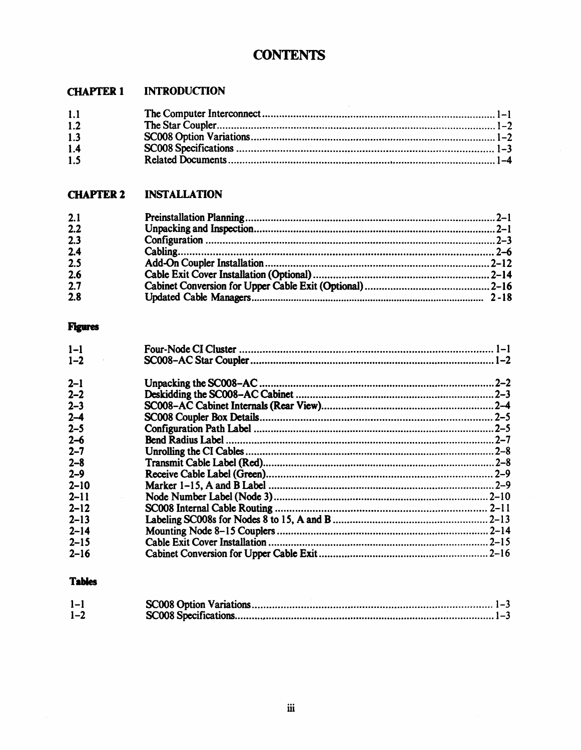# CONTENTS

## CHAPTER 1 INTRODUCTION

| | | |
|---|---|---|
| 1.1 | The Computer Interconnect | 1–1 |
| 1.2 | The Star Coupler | 1–2 |
| 1.3 | SC008 Option Variations | 1–2 |
| 1.4 | SC008 Specifications | 1–3 |
| 1.5 | Related Documents | 1–4 |

## CHAPTER 2 INSTALLATION

| | | |
|---|---|---|
| 2.1 | Preinstallation Planning | 2–1 |
| 2.2 | Unpacking and Inspection | 2–1 |
| 2.3 | Configuration | 2–3 |
| 2.4 | Cabling | 2–6 |
| 2.5 | Add-On Coupler Installation | 2–12 |
| 2.6 | Cable Exit Cover Installation (Optional) | 2–14 |
| 2.7 | Cabinet Conversion for Upper Cable Exit (Optional) | 2–16 |
| 2.8 | Updated Cable Managers | 2-18 |

## Figures

| | | |
|---|---|---|
| 1–1 | Four-Node CI Cluster | 1–1 |
| 1–2 | SC008–AC Star Coupler | 1–2 |
| 2–1 | Unpacking the SC008–AC | 2–2 |
| 2–2 | Deskidding the SC008–AC Cabinet | 2–3 |
| 2–3 | SC008–AC Cabinet Internals (Rear View) | 2–4 |
| 2–4 | SC008 Coupler Box Details | 2–5 |
| 2–5 | Configuration Path Label | 2–5 |
| 2–6 | Bend Radius Label | 2–7 |
| 2–7 | Unrolling the CI Cables | 2–8 |
| 2–8 | Transmit Cable Label (Red) | 2–8 |
| 2–9 | Receive Cable Label (Green) | 2–9 |
| 2–10 | Marker 1-15, A and B Label | 2–9 |
| 2–11 | Node Number Label (Node 3) | 2–10 |
| 2–12 | SC008 Internal Cable Routing | 2–11 |
| 2–13 | Labeling SC008s for Nodes 8 to 15, A and B | 2–13 |
| 2–14 | Mounting Node 8–15 Couplers | 2–14 |
| 2–15 | Cable Exit Cover Installation | 2–15 |
| 2–16 | Cabinet Conversion for Upper Cable Exit | 2–16 |

## Tables

| | | |
|---|---|---|
| 1–1 | SC008 Option Variations | 1–3 |
| 1–2 | SC008 Specifications | 1–3 |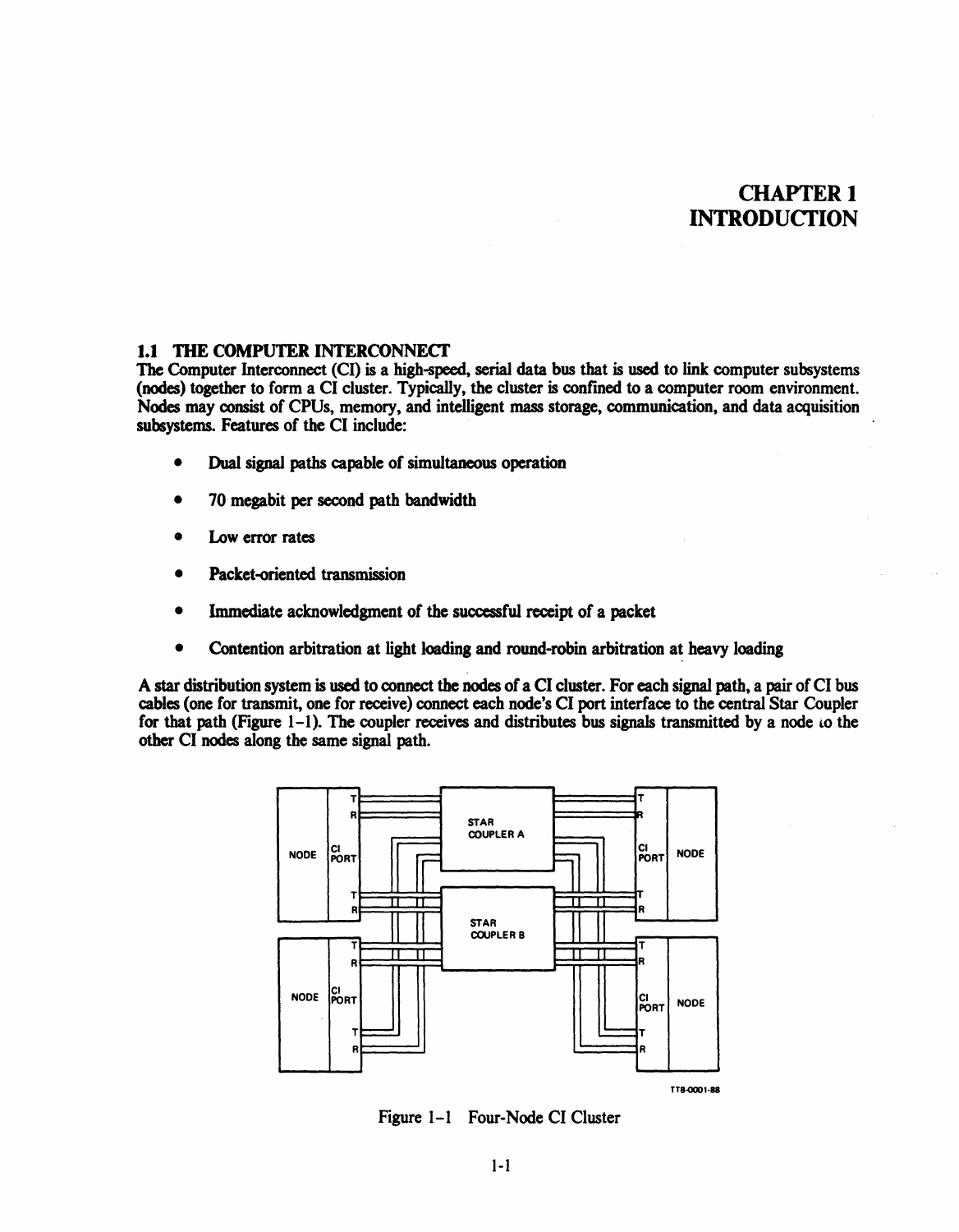# CHAPTER 1
# INTRODUCTION

## 1.1 THE COMPUTER INTERCONNECT

The Computer Interconnect (CI) is a high-speed, serial data bus that is used to link computer subsystems (nodes) together to form a CI cluster. Typically, the cluster is confined to a computer room environment. Nodes may consist of CPUs, memory, and intelligent mass storage, communication, and data acquisition subsystems. Features of the CI include:

- Dual signal paths capable of simultaneous operation
- 70 megabit per second path bandwidth
- Low error rates
- Packet-oriented transmission
- Immediate acknowledgment of the successful receipt of a packet
- Contention arbitration at light loading and round-robin arbitration at heavy loading

A star distribution system is used to connect the nodes of a CI cluster. For each signal path, a pair of CI bus cables (one for transmit, one for receive) connect each node's CI port interface to the central Star Coupler for that path (Figure 1-1). The coupler receives and distributes bus signals transmitted by a node to the other CI nodes along the same signal path.

Figure 1-1 Four-Node CI Cluster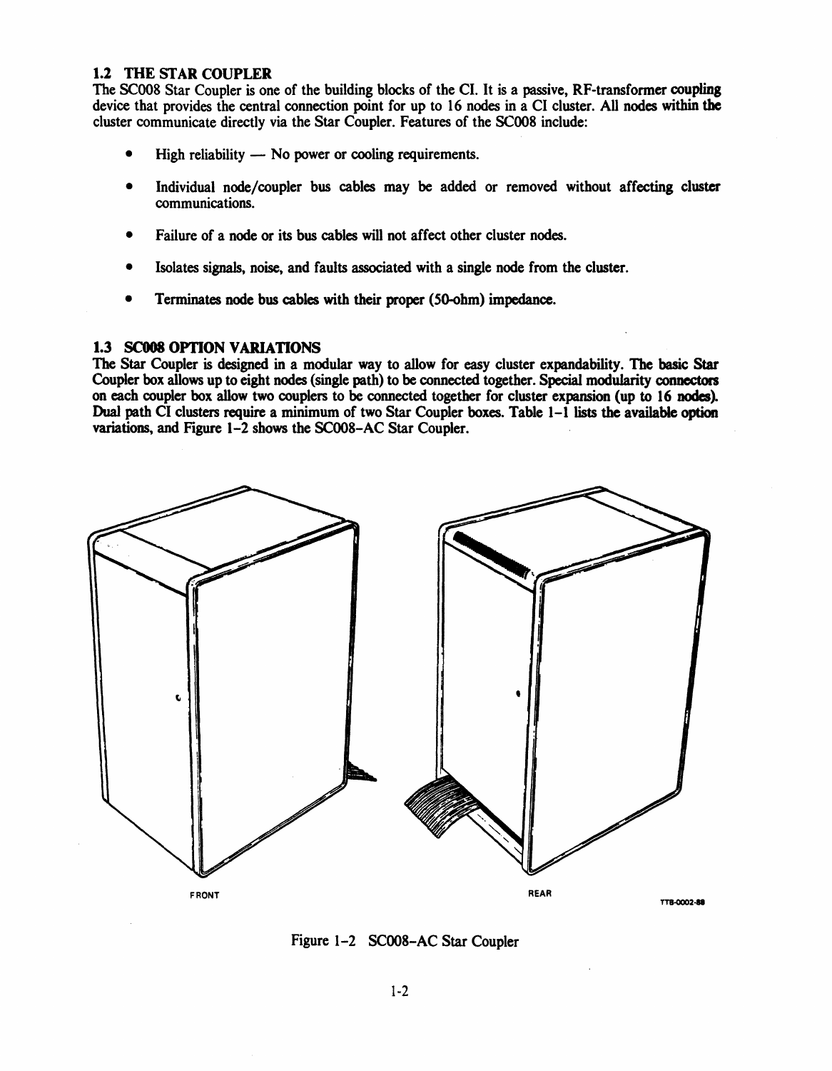## 1.2 THE STAR COUPLER

The SC008 Star Coupler is one of the building blocks of the CI. It is a passive, RF-transformer coupling device that provides the central connection point for up to 16 nodes in a CI cluster. All nodes within the cluster communicate directly via the Star Coupler. Features of the SC008 include:

- High reliability — No power or cooling requirements.
- Individual node/coupler bus cables may be added or removed without affecting cluster communications.
- Failure of a node or its bus cables will not affect other cluster nodes.
- Isolates signals, noise, and faults associated with a single node from the cluster.
- Terminates node bus cables with their proper (50-ohm) impedance.

## 1.3 SC008 OPTION VARIATIONS

The Star Coupler is designed in a modular way to allow for easy cluster expandability. The basic Star Coupler box allows up to eight nodes (single path) to be connected together. Special modularity connectors on each coupler box allow two couplers to be connected together for cluster expansion (up to 16 nodes). Dual path CI clusters require a minimum of two Star Coupler boxes. Table 1-1 lists the available option variations, and Figure 1-2 shows the SC008-AC Star Coupler.

FRONT

REAR

TTB-0002-88

Figure 1-2 SC008-AC Star Coupler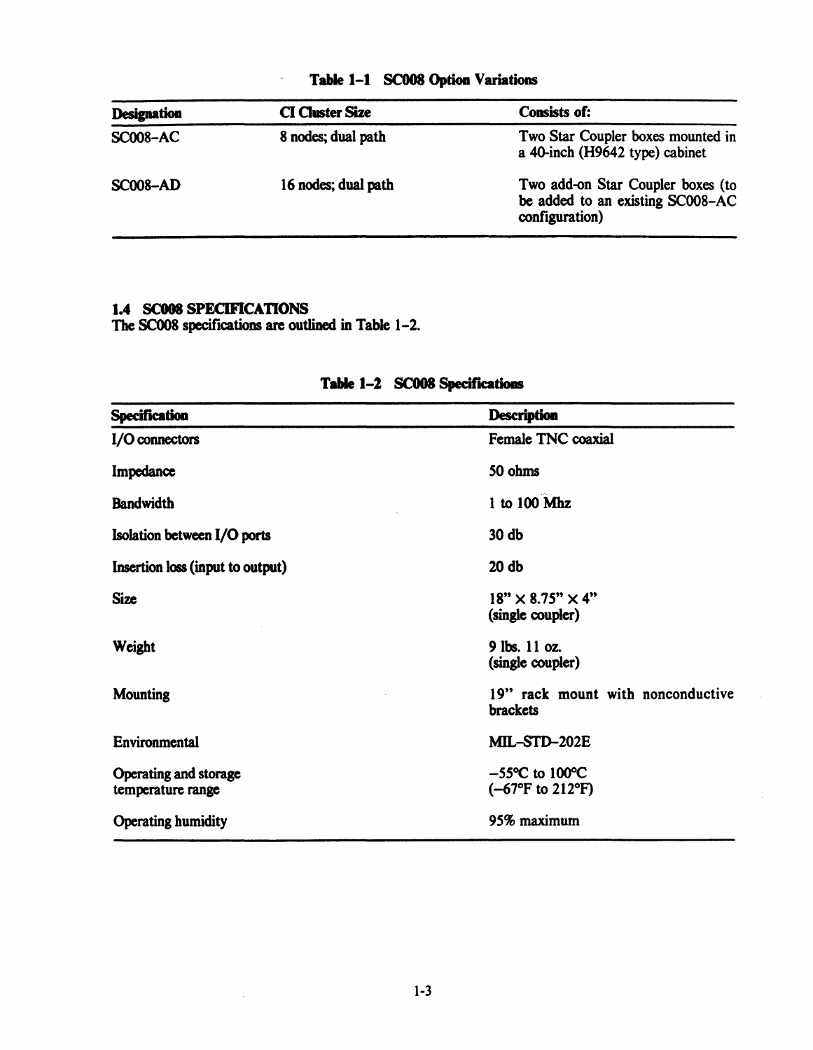**Table 1-1 SC008 Option Variations**

| Designation | CI Cluster Size | Consists of: |
|---|---|---|
| SC008-AC | 8 nodes; dual path | Two Star Coupler boxes mounted in a 40-inch (H9642 type) cabinet |
| SC008-AD | 16 nodes; dual path | Two add-on Star Coupler boxes (to be added to an existing SC008-AC configuration) |

## 1.4 SC008 SPECIFICATIONS

The SC008 specifications are outlined in Table 1-2.

**Table 1-2 SC008 Specifications**

| Specification | Description |
|---|---|
| I/O connectors | Female TNC coaxial |
| Impedance | 50 ohms |
| Bandwidth | 1 to 100 Mhz |
| Isolation between I/O ports | 30 db |
| Insertion loss (input to output) | 20 db |
| Size | 18" × 8.75" × 4" (single coupler) |
| Weight | 9 lbs. 11 oz. (single coupler) |
| Mounting | 19" rack mount with nonconductive brackets |
| Environmental | MIL-STD-202E |
| Operating and storage temperature range | −55°C to 100°C (−67°F to 212°F) |
| Operating humidity | 95% maximum |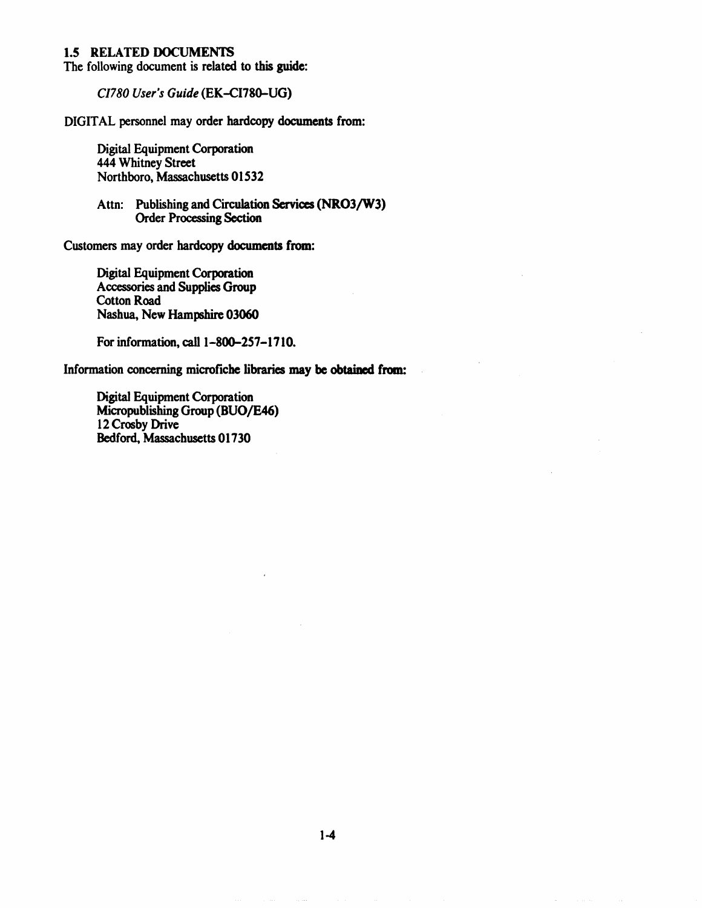## 1.5 RELATED DOCUMENTS

The following document is related to this guide:

*CI780 User's Guide* (EK-CI780-UG)

DIGITAL personnel may order hardcopy documents from:

Digital Equipment Corporation
444 Whitney Street
Northboro, Massachusetts 01532

Attn: Publishing and Circulation Services (NRO3/W3)
Order Processing Section

Customers may order hardcopy documents from:

Digital Equipment Corporation
Accessories and Supplies Group
Cotton Road
Nashua, New Hampshire 03060

For information, call 1-800-257-1710.

Information concerning microfiche libraries may be obtained from:

Digital Equipment Corporation
Micropublishing Group (BUO/E46)
12 Crosby Drive
Bedford, Massachusetts 01730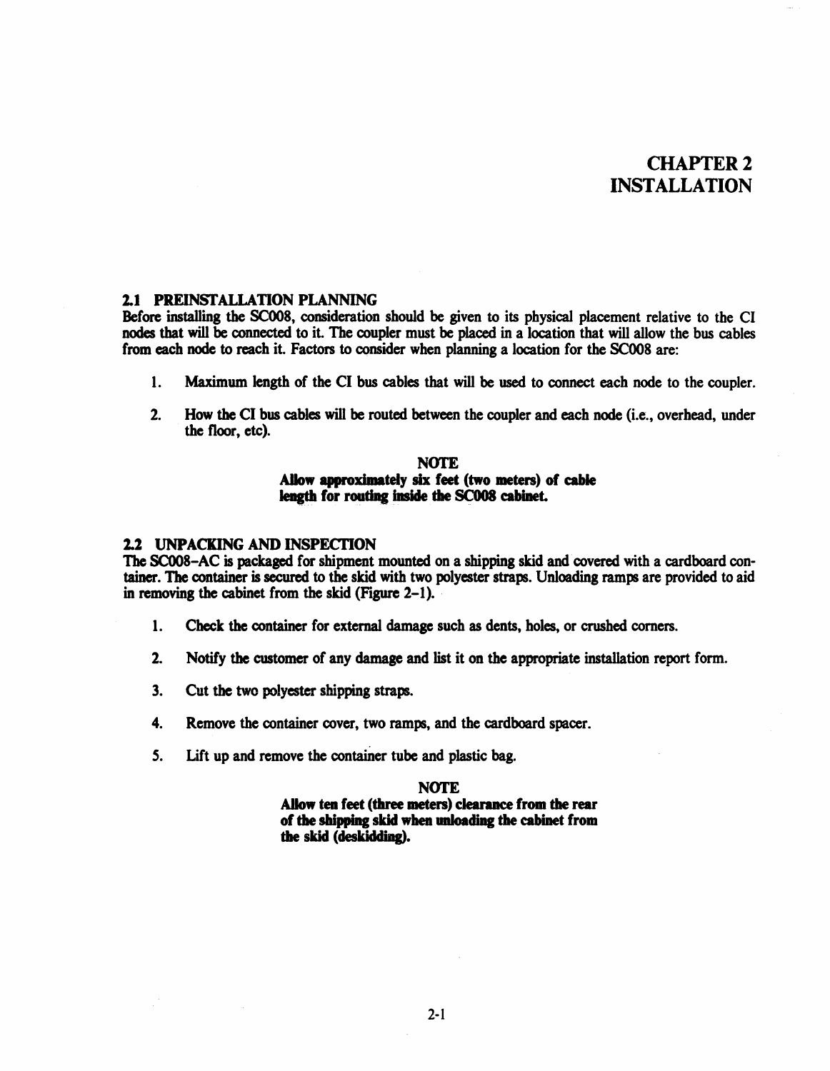# CHAPTER 2
# INSTALLATION

## 2.1 PREINSTALLATION PLANNING

Before installing the SC008, consideration should be given to its physical placement relative to the CI nodes that will be connected to it. The coupler must be placed in a location that will allow the bus cables from each node to reach it. Factors to consider when planning a location for the SC008 are:

1. Maximum length of the CI bus cables that will be used to connect each node to the coupler.

2. How the CI bus cables will be routed between the coupler and each node (i.e., overhead, under the floor, etc).

**NOTE**
**Allow approximately six feet (two meters) of cable length for routing inside the SC008 cabinet.**

## 2.2 UNPACKING AND INSPECTION

The SC008-AC is packaged for shipment mounted on a shipping skid and covered with a cardboard container. The container is secured to the skid with two polyester straps. Unloading ramps are provided to aid in removing the cabinet from the skid (Figure 2-1).

1. Check the container for external damage such as dents, holes, or crushed corners.

2. Notify the customer of any damage and list it on the appropriate installation report form.

3. Cut the two polyester shipping straps.

4. Remove the container cover, two ramps, and the cardboard spacer.

5. Lift up and remove the container tube and plastic bag.

**NOTE**
**Allow ten feet (three meters) clearance from the rear of the shipping skid when unloading the cabinet from the skid (deskidding).**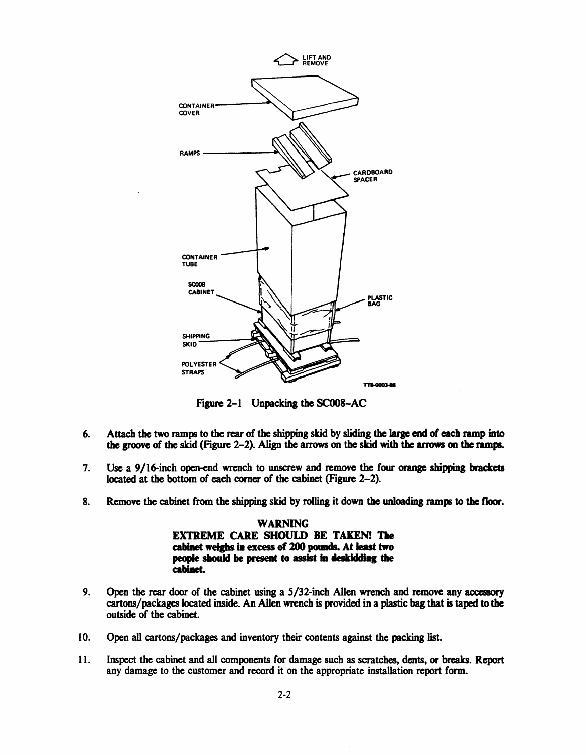Figure 2-1 Unpacking the SC008-AC

6. Attach the two ramps to the rear of the shipping skid by sliding the large end of each ramp into the groove of the skid (Figure 2-2). Align the arrows on the skid with the arrows on the ramps.

7. Use a 9/16-inch open-end wrench to unscrew and remove the four orange shipping brackets located at the bottom of each corner of the cabinet (Figure 2-2).

8. Remove the cabinet from the shipping skid by rolling it down the unloading ramps to the floor.

**WARNING**
**EXTREME CARE SHOULD BE TAKEN! The cabinet weighs in excess of 200 pounds. At least two people should be present to assist in deskidding the cabinet.**

9. Open the rear door of the cabinet using a 5/32-inch Allen wrench and remove any accessory cartons/packages located inside. An Allen wrench is provided in a plastic bag that is taped to the outside of the cabinet.

10. Open all cartons/packages and inventory their contents against the packing list.

11. Inspect the cabinet and all components for damage such as scratches, dents, or breaks. Report any damage to the customer and record it on the appropriate installation report form.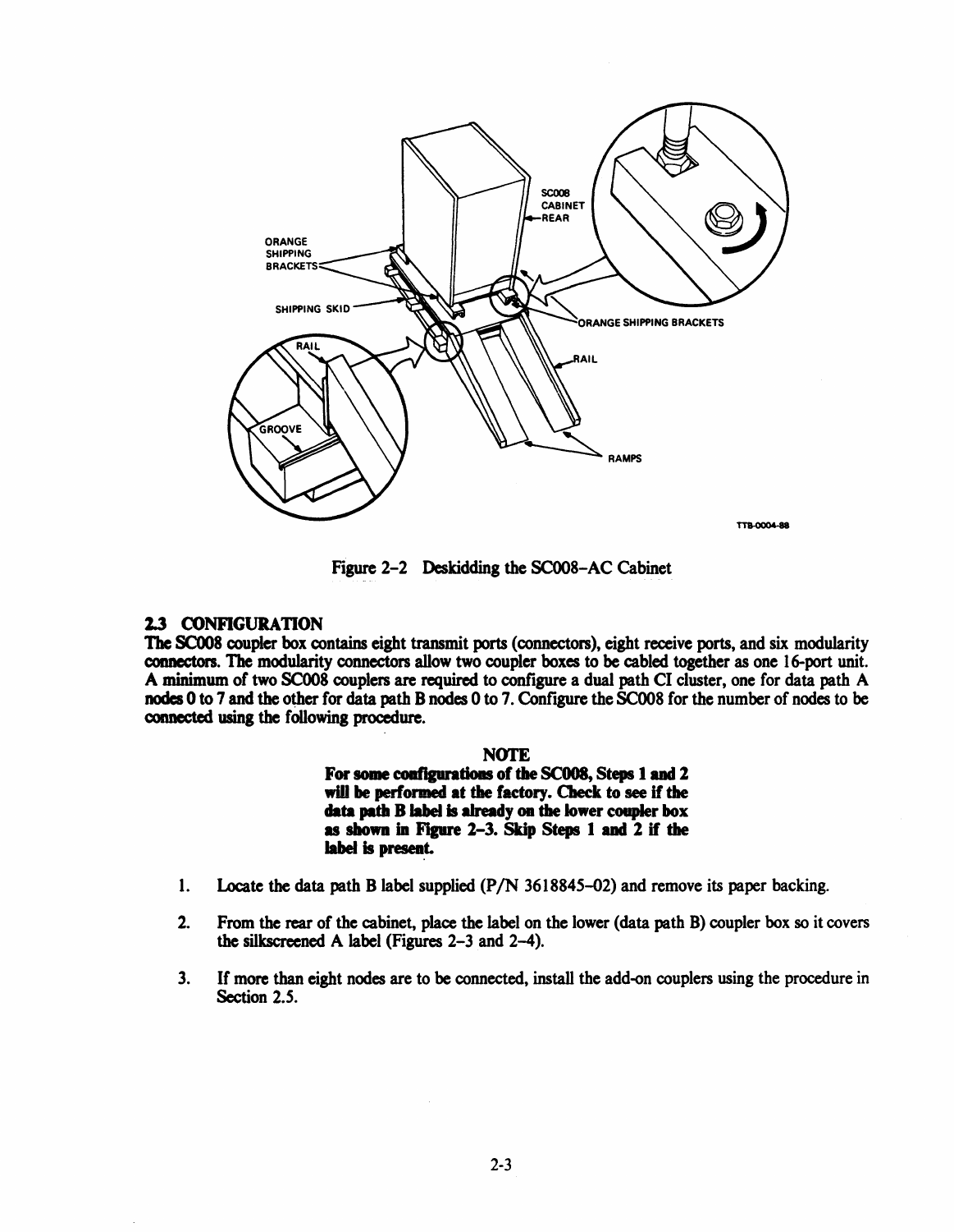Figure 2-2 Deskidding the SC008-AC Cabinet

## 2.3 CONFIGURATION

The SC008 coupler box contains eight transmit ports (connectors), eight receive ports, and six modularity connectors. The modularity connectors allow two coupler boxes to be cabled together as one 16-port unit. A minimum of two SC008 couplers are required to configure a dual path CI cluster, one for data path A nodes 0 to 7 and the other for data path B nodes 0 to 7. Configure the SC008 for the number of nodes to be connected using the following procedure.

**NOTE**

**For some configurations of the SC008, Steps 1 and 2 will be performed at the factory. Check to see if the data path B label is already on the lower coupler box as shown in Figure 2-3. Skip Steps 1 and 2 if the label is present.**

1. Locate the data path B label supplied (P/N 3618845-02) and remove its paper backing.
2. From the rear of the cabinet, place the label on the lower (data path B) coupler box so it covers the silkscreened A label (Figures 2-3 and 2-4).
3. If more than eight nodes are to be connected, install the add-on couplers using the procedure in Section 2.5.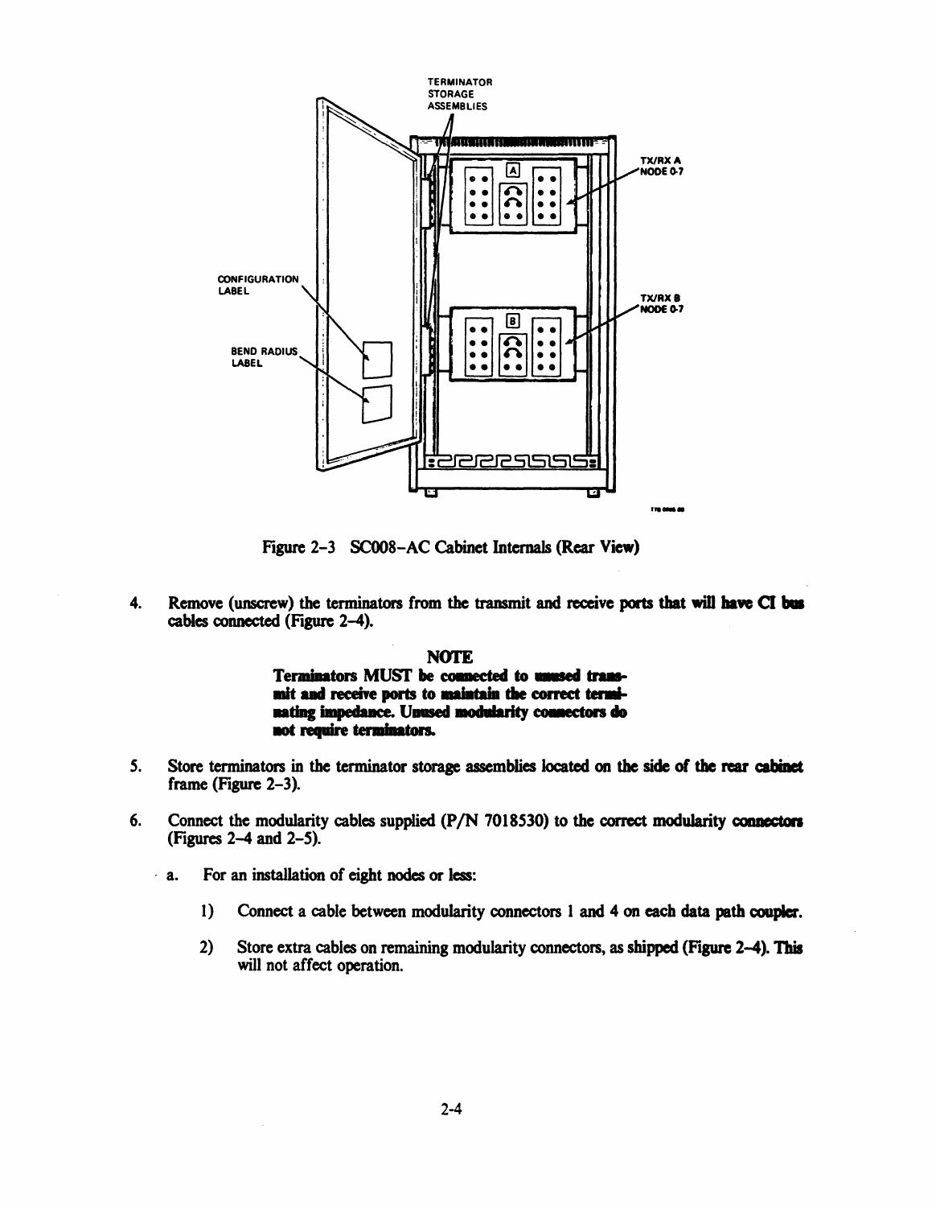Figure 2-3 SC008-AC Cabinet Internals (Rear View)

4. Remove (unscrew) the terminators from the transmit and receive ports that will have CI bus cables connected (Figure 2-4).

   **NOTE**

   **Terminators MUST be connected to unused transmit and receive ports to maintain the correct terminating impedance. Unused modularity connectors do not require terminators.**

5. Store terminators in the terminator storage assemblies located on the side of the rear cabinet frame (Figure 2-3).

6. Connect the modularity cables supplied (P/N 7018530) to the correct modularity connectors (Figures 2-4 and 2-5).

   a. For an installation of eight nodes or less:

      1) Connect a cable between modularity connectors 1 and 4 on each data path coupler.

      2) Store extra cables on remaining modularity connectors, as shipped (Figure 2-4). This will not affect operation.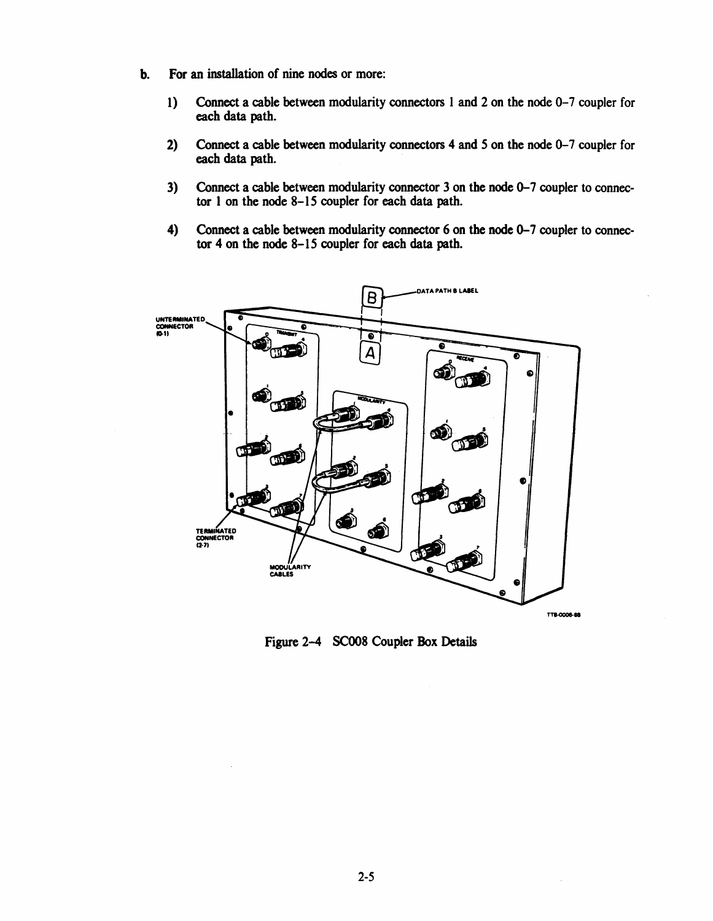b. For an installation of nine nodes or more:

   1) Connect a cable between modularity connectors 1 and 2 on the node 0–7 coupler for each data path.

   2) Connect a cable between modularity connectors 4 and 5 on the node 0–7 coupler for each data path.

   3) Connect a cable between modularity connector 3 on the node 0–7 coupler to connector 1 on the node 8–15 coupler for each data path.

   4) Connect a cable between modularity connector 6 on the node 0–7 coupler to connector 4 on the node 8–15 coupler for each data path.

Figure 2-4 SC008 Coupler Box Details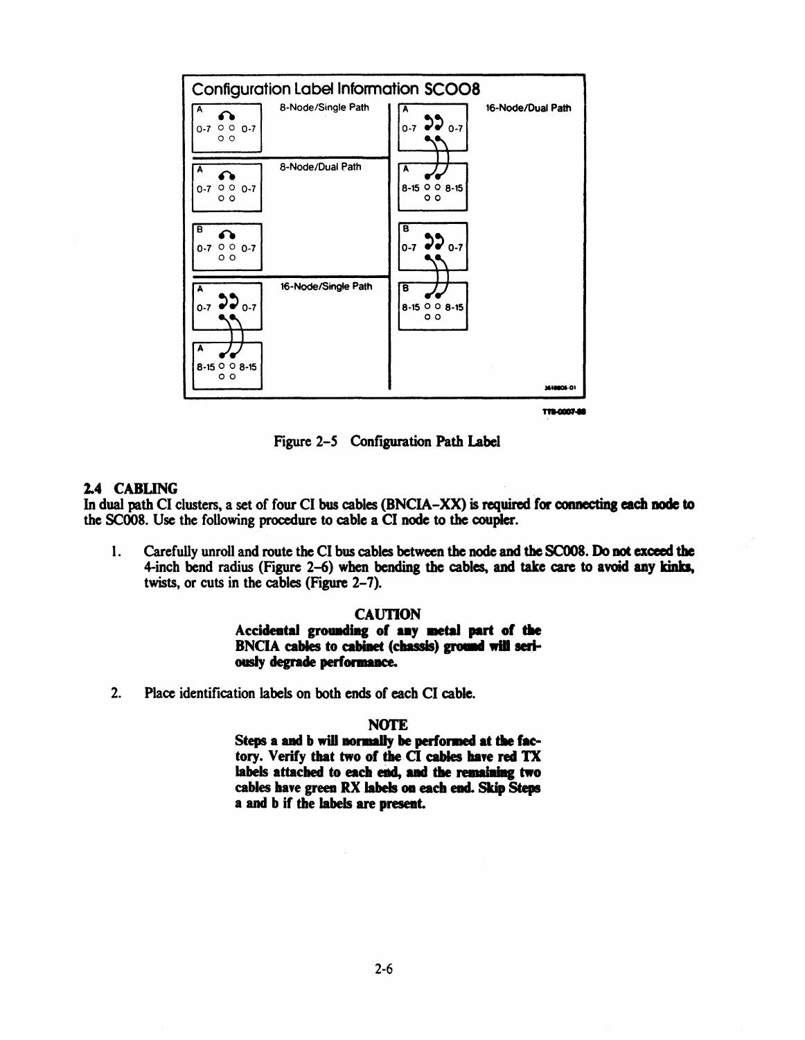Figure 2–5 Configuration Path Label

## 2.4 CABLING

In dual path CI clusters, a set of four CI bus cables (BNCIA–XX) is required for connecting each node to the SC008. Use the following procedure to cable a CI node to the coupler.

1. Carefully unroll and route the CI bus cables between the node and the SC008. Do not exceed the 4-inch bend radius (Figure 2–6) when bending the cables, and take care to avoid any kinks, twists, or cuts in the cables (Figure 2–7).

   **CAUTION**
   **Accidental grounding of any metal part of the BNCIA cables to cabinet (chassis) ground will seriously degrade performance.**

2. Place identification labels on both ends of each CI cable.

   **NOTE**
   **Steps a and b will normally be performed at the factory. Verify that two of the CI cables have red TX labels attached to each end, and the remaining two cables have green RX labels on each end. Skip Steps a and b if the labels are present.**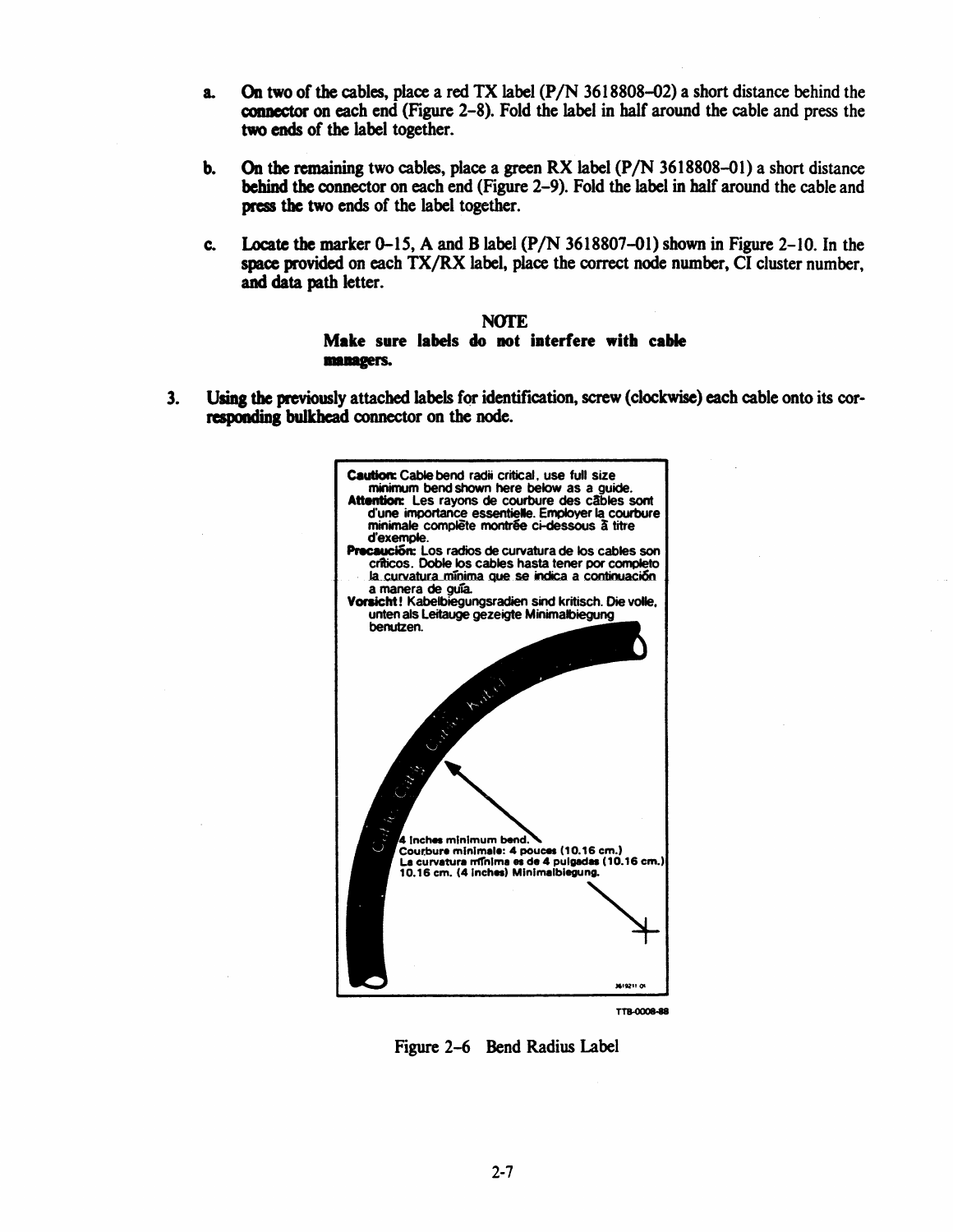a. On two of the cables, place a red TX label (P/N 3618808–02) a short distance behind the connector on each end (Figure 2–8). Fold the label in half around the cable and press the two ends of the label together.

b. On the remaining two cables, place a green RX label (P/N 3618808–01) a short distance behind the connector on each end (Figure 2–9). Fold the label in half around the cable and press the two ends of the label together.

c. Locate the marker 0–15, A and B label (P/N 3618807–01) shown in Figure 2–10. In the space provided on each TX/RX label, place the correct node number, CI cluster number, and data path letter.

**NOTE**

**Make sure labels do not interfere with cable managers.**

3. Using the previously attached labels for identification, screw (clockwise) each cable onto its corresponding bulkhead connector on the node.

**Caution:** Cable bend radii critical, use full size minimum bend shown here below as a guide.
**Attention:** Les rayons de courbure des câbles sont d'une importance essentielle. Employer la courbure minimale complète montrée ci-dessous à titre d'exemple.
**Precaución:** Los radios de curvatura de los cables son críticos. Doble los cables hasta tener por completo la curvatura mínima que se indica a continuación a manera de guía.
**Vorsicht!** Kabelbiegungsradien sind kritisch. Die volle, unten als Leitauge gezeigte Minimalbiegung benutzen.

4 Inches minimum bend.
Courbure minimale: 4 pouces (10.16 cm.)
La curvatura mínima es de 4 pulgadas (10.16 cm.)
10.16 cm. (4 inches) Minimalbiegung.

3619211 01

TTB-0008-88

Figure 2–6 Bend Radius Label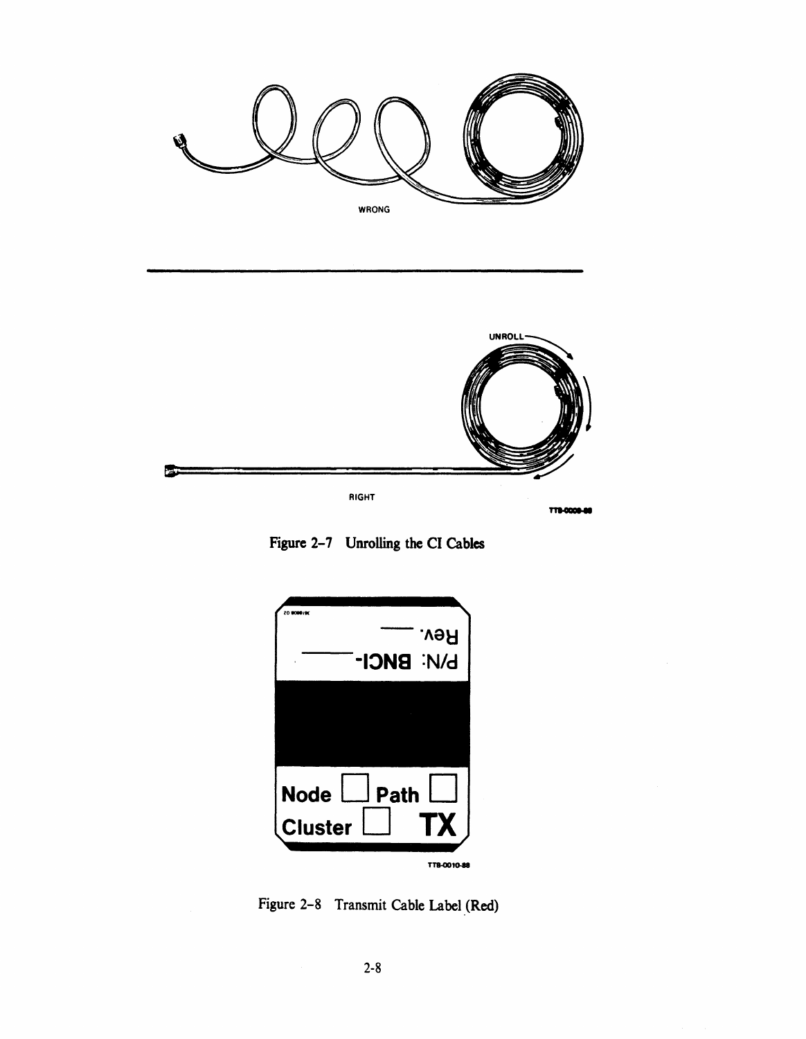WRONG

RIGHT

UNROLL

Figure 2-7 Unrolling the CI Cables

Node Path

Cluster TX

Figure 2-8 Transmit Cable Label (Red)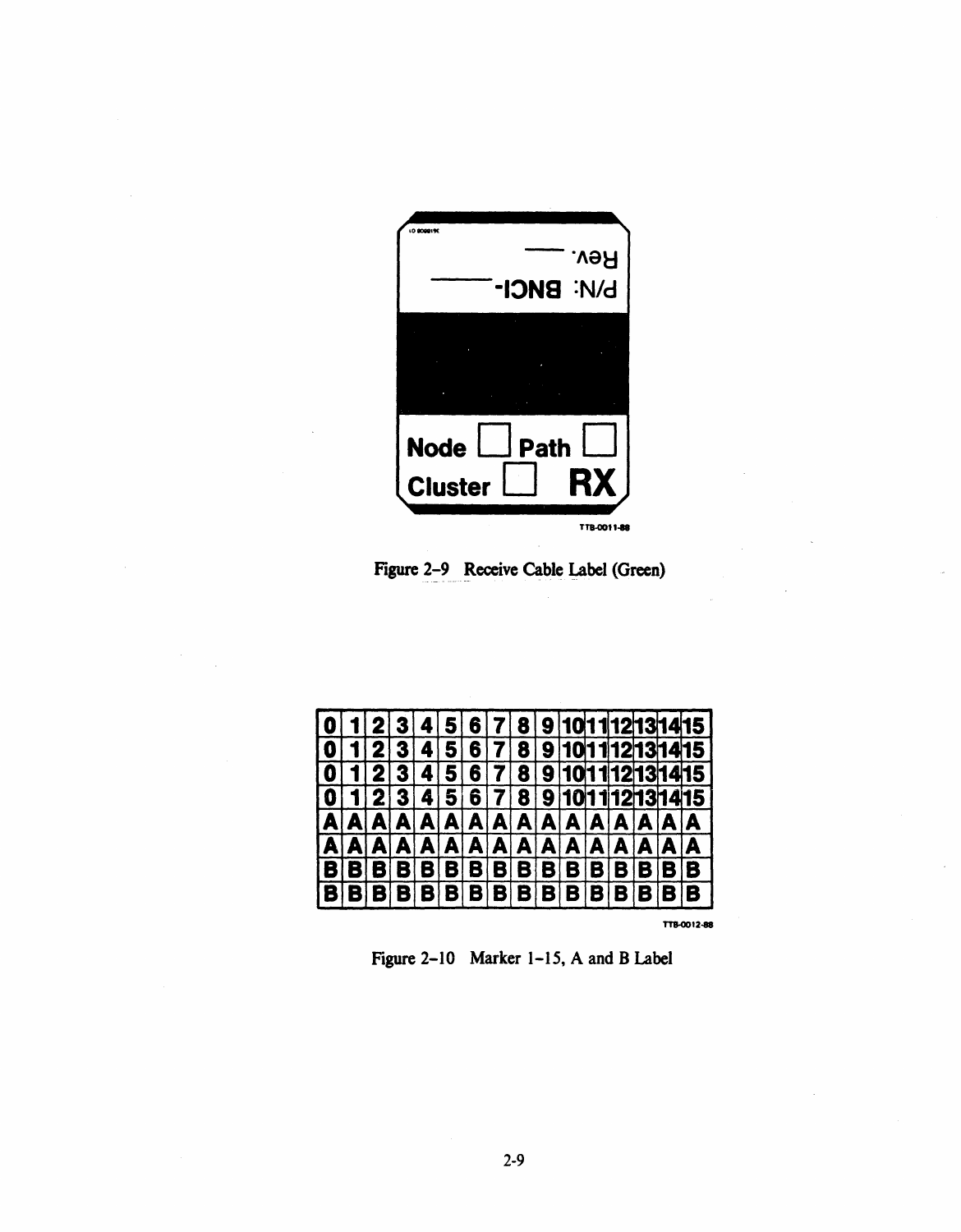Figure 2-9 Receive Cable Label (Green)

| 0 | 1 | 2 | 3 | 4 | 5 | 6 | 7 | 8 | 9 | 10 | 11 | 12 | 13 | 14 | 15 |
|---|---|---|---|---|---|---|---|---|---|---|---|---|---|---|---|
| 0 | 1 | 2 | 3 | 4 | 5 | 6 | 7 | 8 | 9 | 10 | 11 | 12 | 13 | 14 | 15 |
| 0 | 1 | 2 | 3 | 4 | 5 | 6 | 7 | 8 | 9 | 10 | 11 | 12 | 13 | 14 | 15 |
| 0 | 1 | 2 | 3 | 4 | 5 | 6 | 7 | 8 | 9 | 10 | 11 | 12 | 13 | 14 | 15 |
| A | A | A | A | A | A | A | A | A | A | A | A | A | A | A | A |
| A | A | A | A | A | A | A | A | A | A | A | A | A | A | A | A |
| B | B | B | B | B | B | B | B | B | B | B | B | B | B | B | B |
| B | B | B | B | B | B | B | B | B | B | B | B | B | B | B | B |

Figure 2-10 Marker 1-15, A and B Label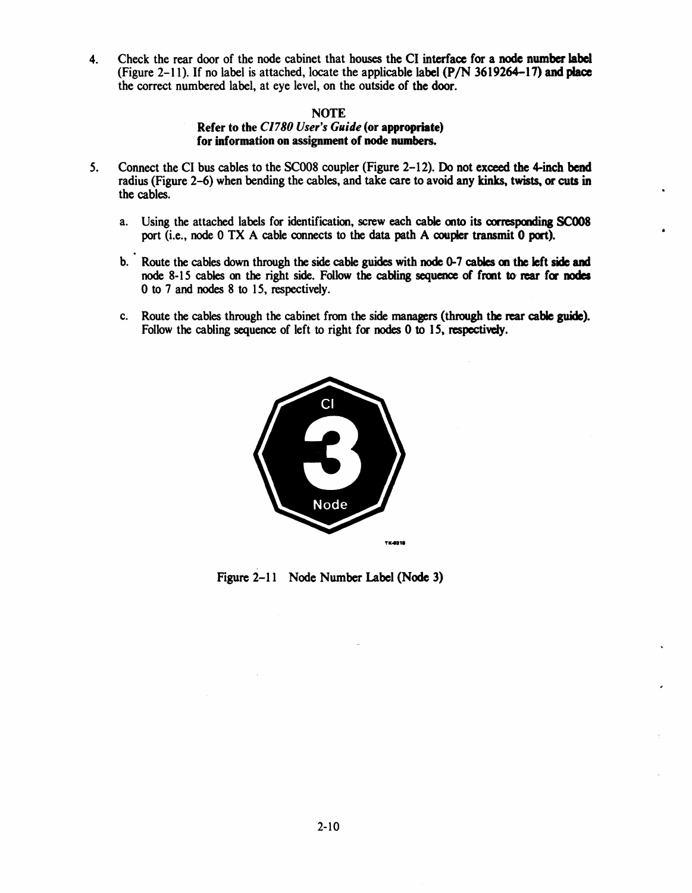4. Check the rear door of the node cabinet that houses the CI interface for a node number label (Figure 2–11). If no label is attached, locate the applicable label (P/N 3619264–17) and place the correct numbered label, at eye level, on the outside of the door.

**NOTE**

**Refer to the *CI780 User's Guide* (or appropriate) for information on assignment of node numbers.**

5. Connect the CI bus cables to the SC008 coupler (Figure 2–12). Do not exceed the 4-inch bend radius (Figure 2–6) when bending the cables, and take care to avoid any kinks, twists, or cuts in the cables.

   a. Using the attached labels for identification, screw each cable onto its corresponding SC008 port (i.e., node 0 TX A cable connects to the data path A coupler transmit 0 port).

   b. Route the cables down through the side cable guides with node 0-7 cables on the left side and node 8-15 cables on the right side. Follow the cabling sequence of front to rear for nodes 0 to 7 and nodes 8 to 15, respectively.

   c. Route the cables through the cabinet from the side managers (through the rear cable guide). Follow the cabling sequence of left to right for nodes 0 to 15, respectively.

TK-9218

Figure 2–11 Node Number Label (Node 3)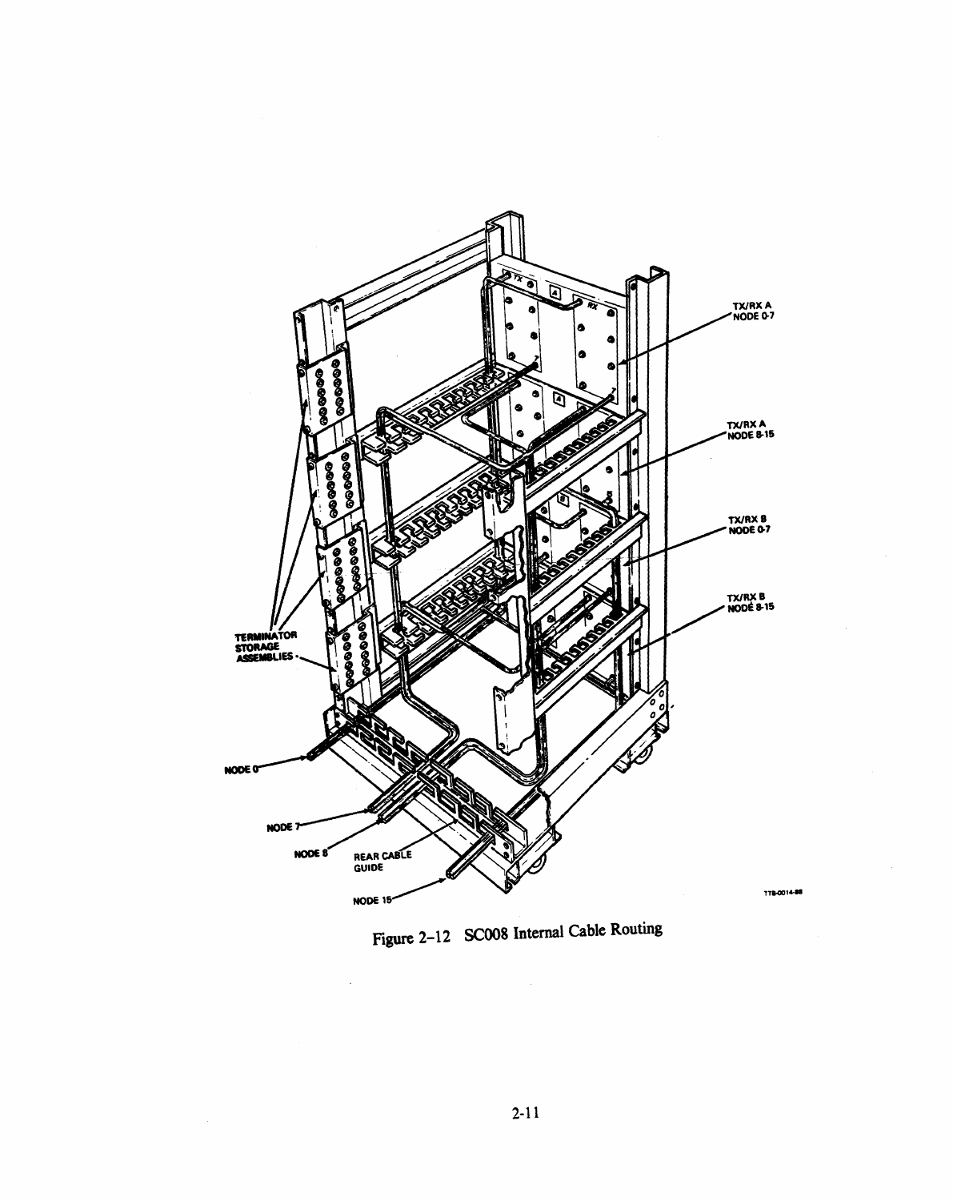Figure 2-12 SC008 Internal Cable Routing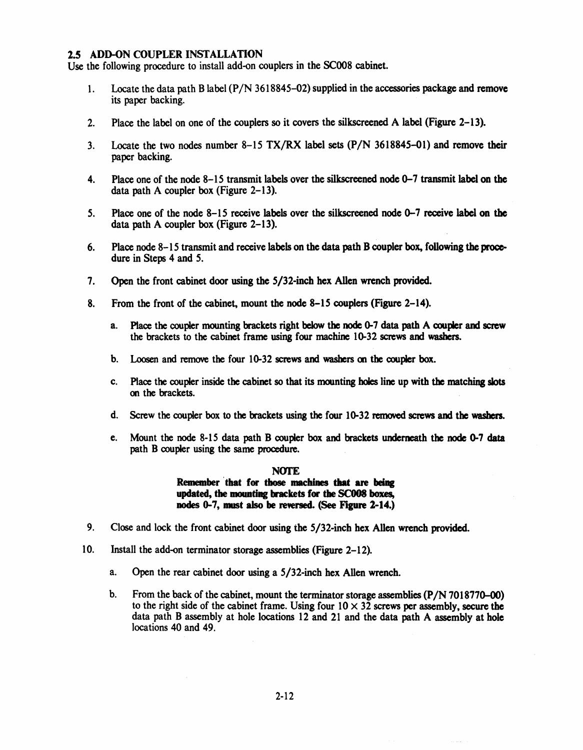## 2.5 ADD-ON COUPLER INSTALLATION

Use the following procedure to install add-on couplers in the SC008 cabinet.

1. Locate the data path B label (P/N 3618845–02) supplied in the accessories package and remove its paper backing.

2. Place the label on one of the couplers so it covers the silkscreened A label (Figure 2–13).

3. Locate the two nodes number 8–15 TX/RX label sets (P/N 3618845–01) and remove their paper backing.

4. Place one of the node 8–15 transmit labels over the silkscreened node 0–7 transmit label on the data path A coupler box (Figure 2–13).

5. Place one of the node 8–15 receive labels over the silkscreened node 0–7 receive label on the data path A coupler box (Figure 2–13).

6. Place node 8–15 transmit and receive labels on the data path B coupler box, following the procedure in Steps 4 and 5.

7. Open the front cabinet door using the 5/32-inch hex Allen wrench provided.

8. From the front of the cabinet, mount the node 8–15 couplers (Figure 2–14).

   a. Place the coupler mounting brackets right below the node 0-7 data path A coupler and screw the brackets to the cabinet frame using four machine 10-32 screws and washers.

   b. Loosen and remove the four 10-32 screws and washers on the coupler box.

   c. Place the coupler inside the cabinet so that its mounting holes line up with the matching slots on the brackets.

   d. Screw the coupler box to the brackets using the four 10-32 removed screws and the washers.

   e. Mount the node 8-15 data path B coupler box and brackets underneath the node 0-7 data path B coupler using the same procedure.

   **NOTE**

   **Remember that for those machines that are being updated, the mounting brackets for the SC008 boxes, nodes 0-7, must also be reversed. (See Figure 2-14.)**

9. Close and lock the front cabinet door using the 5/32-inch hex Allen wrench provided.

10. Install the add-on terminator storage assemblies (Figure 2–12).

    a. Open the rear cabinet door using a 5/32-inch hex Allen wrench.

    b. From the back of the cabinet, mount the terminator storage assemblies (P/N 7018770–00) to the right side of the cabinet frame. Using four 10 × 32 screws per assembly, secure the data path B assembly at hole locations 12 and 21 and the data path A assembly at hole locations 40 and 49.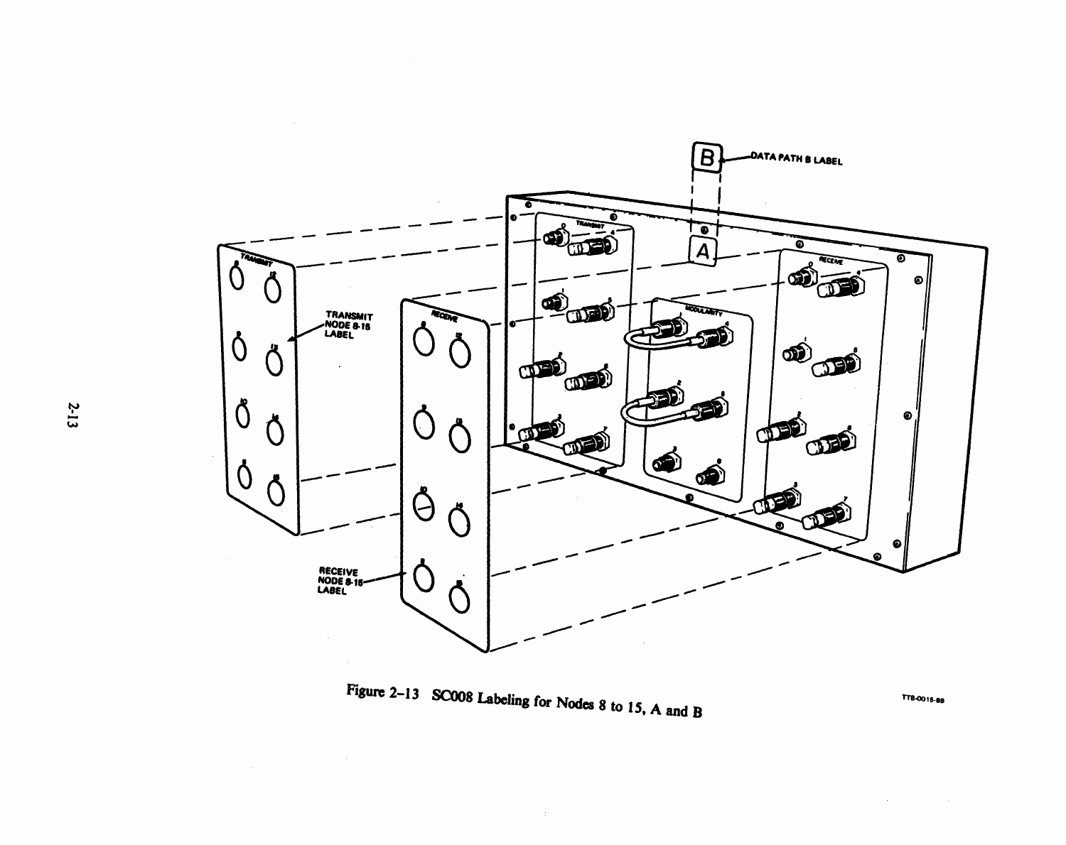Figure 2-13 SC008 Labeling for Nodes 8 to 15, A and B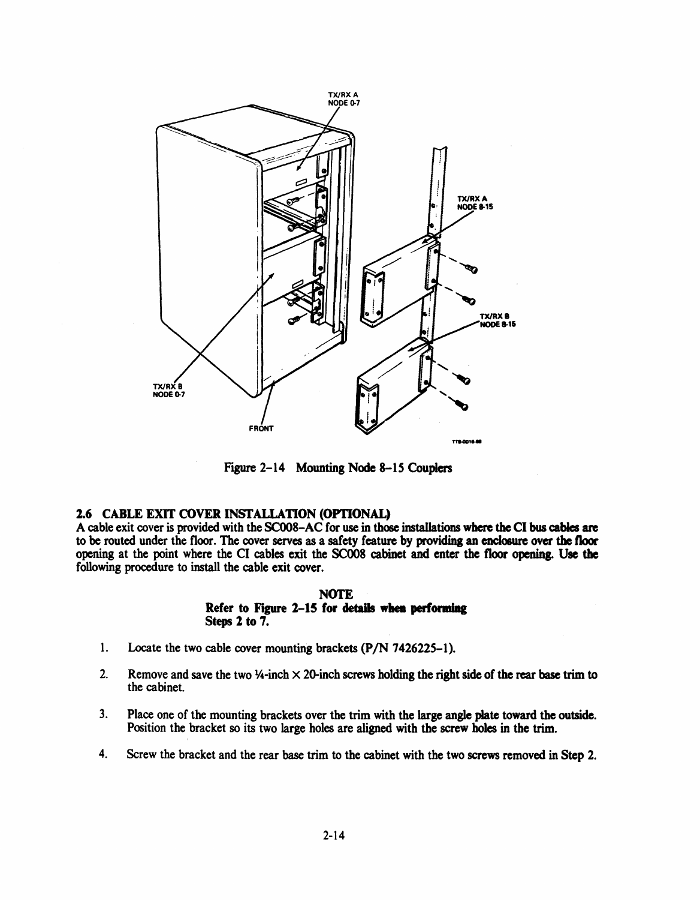Figure 2-14 Mounting Node 8-15 Couplers

## 2.6 CABLE EXIT COVER INSTALLATION (OPTIONAL)

A cable exit cover is provided with the SC008-AC for use in those installations where the CI bus cables are to be routed under the floor. The cover serves as a safety feature by providing an enclosure over the floor opening at the point where the CI cables exit the SC008 cabinet and enter the floor opening. Use the following procedure to install the cable exit cover.

**NOTE**
**Refer to Figure 2-15 for details when performing Steps 2 to 7.**

1. Locate the two cable cover mounting brackets (P/N 7426225-1).
2. Remove and save the two ¼-inch × 20-inch screws holding the right side of the rear base trim to the cabinet.
3. Place one of the mounting brackets over the trim with the large angle plate toward the outside. Position the bracket so its two large holes are aligned with the screw holes in the trim.
4. Screw the bracket and the rear base trim to the cabinet with the two screws removed in Step 2.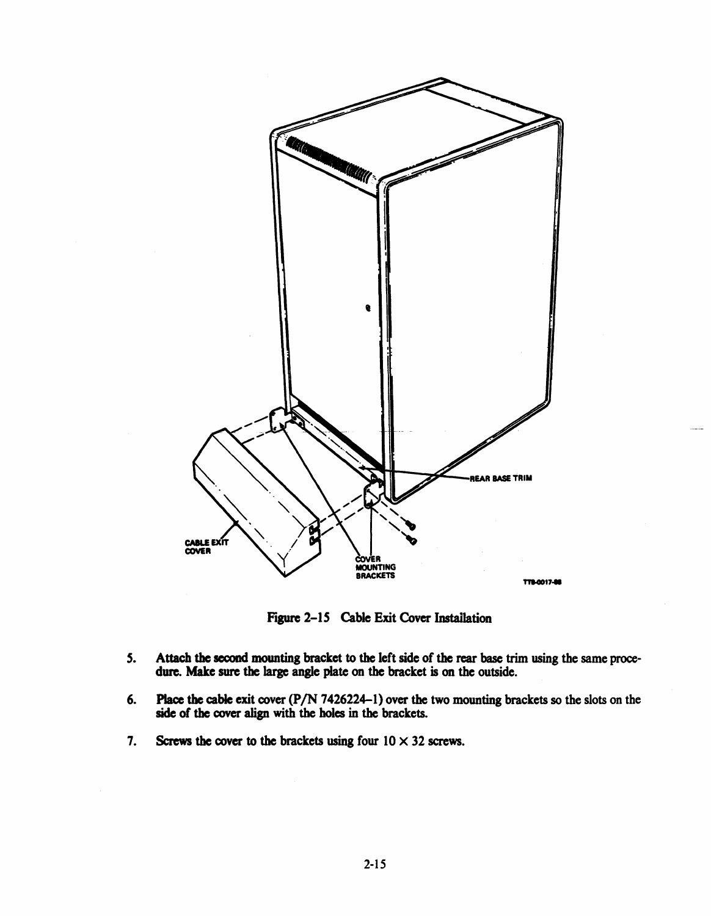Figure 2-15 Cable Exit Cover Installation

5. Attach the second mounting bracket to the left side of the rear base trim using the same procedure. Make sure the large angle plate on the bracket is on the outside.

6. Place the cable exit cover (P/N 7426224-1) over the two mounting brackets so the slots on the side of the cover align with the holes in the brackets.

7. Screws the cover to the brackets using four 10 × 32 screws.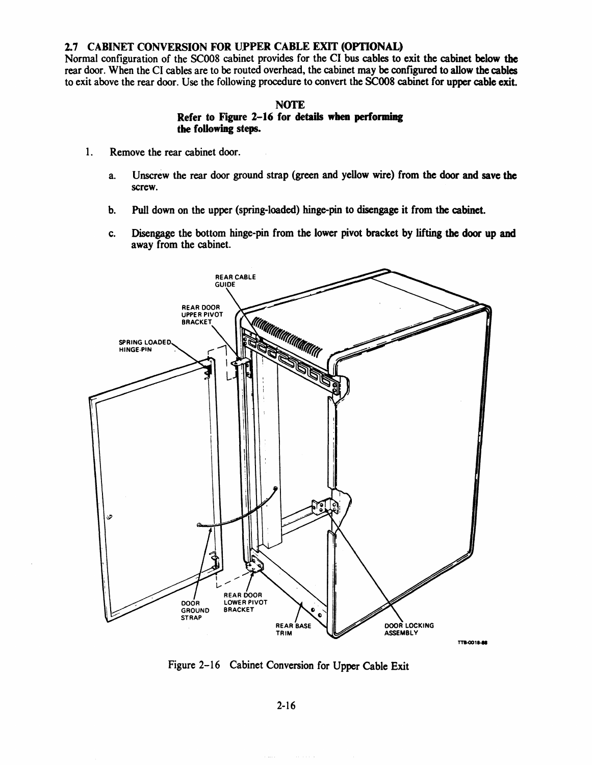## 2.7 CABINET CONVERSION FOR UPPER CABLE EXIT (OPTIONAL)

Normal configuration of the SC008 cabinet provides for the CI bus cables to exit the cabinet below the rear door. When the CI cables are to be routed overhead, the cabinet may be configured to allow the cables to exit above the rear door. Use the following procedure to convert the SC008 cabinet for upper cable exit.

**NOTE**
**Refer to Figure 2-16 for details when performing the following steps.**

1. Remove the rear cabinet door.

   a. Unscrew the rear door ground strap (green and yellow wire) from the door and save the screw.

   b. Pull down on the upper (spring-loaded) hinge-pin to disengage it from the cabinet.

   c. Disengage the bottom hinge-pin from the lower pivot bracket by lifting the door up and away from the cabinet.

Figure 2-16 Cabinet Conversion for Upper Cable Exit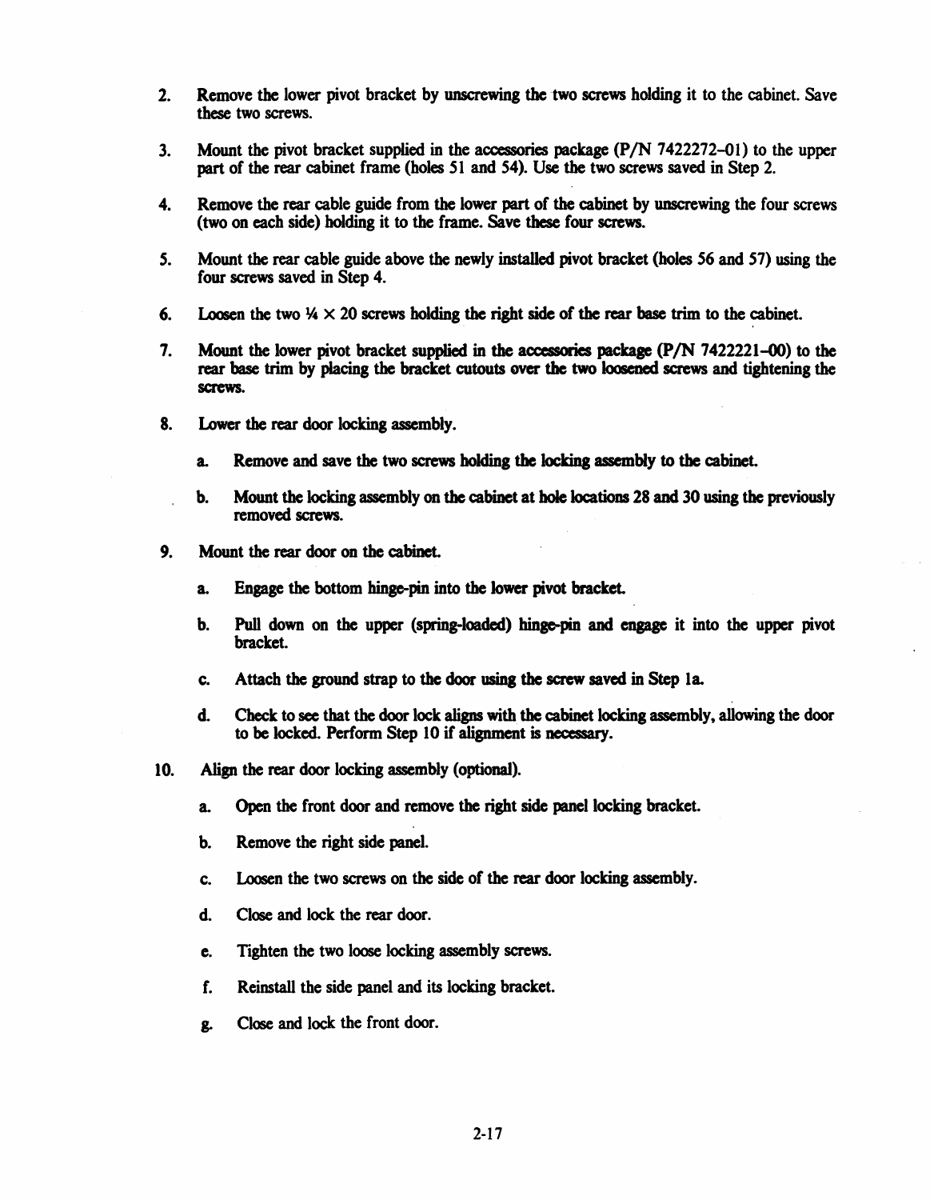2. Remove the lower pivot bracket by unscrewing the two screws holding it to the cabinet. Save these two screws.

3. Mount the pivot bracket supplied in the accessories package (P/N 7422272–01) to the upper part of the rear cabinet frame (holes 51 and 54). Use the two screws saved in Step 2.

4. Remove the rear cable guide from the lower part of the cabinet by unscrewing the four screws (two on each side) holding it to the frame. Save these four screws.

5. Mount the rear cable guide above the newly installed pivot bracket (holes 56 and 57) using the four screws saved in Step 4.

6. Loosen the two ¼ × 20 screws holding the right side of the rear base trim to the cabinet.

7. Mount the lower pivot bracket supplied in the accessories package (P/N 7422221–00) to the rear base trim by placing the bracket cutouts over the two loosened screws and tightening the screws.

8. Lower the rear door locking assembly.

   a. Remove and save the two screws holding the locking assembly to the cabinet.

   b. Mount the locking assembly on the cabinet at hole locations 28 and 30 using the previously removed screws.

9. Mount the rear door on the cabinet.

   a. Engage the bottom hinge-pin into the lower pivot bracket.

   b. Pull down on the upper (spring-loaded) hinge-pin and engage it into the upper pivot bracket.

   c. Attach the ground strap to the door using the screw saved in Step 1a.

   d. Check to see that the door lock aligns with the cabinet locking assembly, allowing the door to be locked. Perform Step 10 if alignment is necessary.

10. Align the rear door locking assembly (optional).

    a. Open the front door and remove the right side panel locking bracket.

    b. Remove the right side panel.

    c. Loosen the two screws on the side of the rear door locking assembly.

    d. Close and lock the rear door.

    e. Tighten the two loose locking assembly screws.

    f. Reinstall the side panel and its locking bracket.

    g. Close and lock the front door.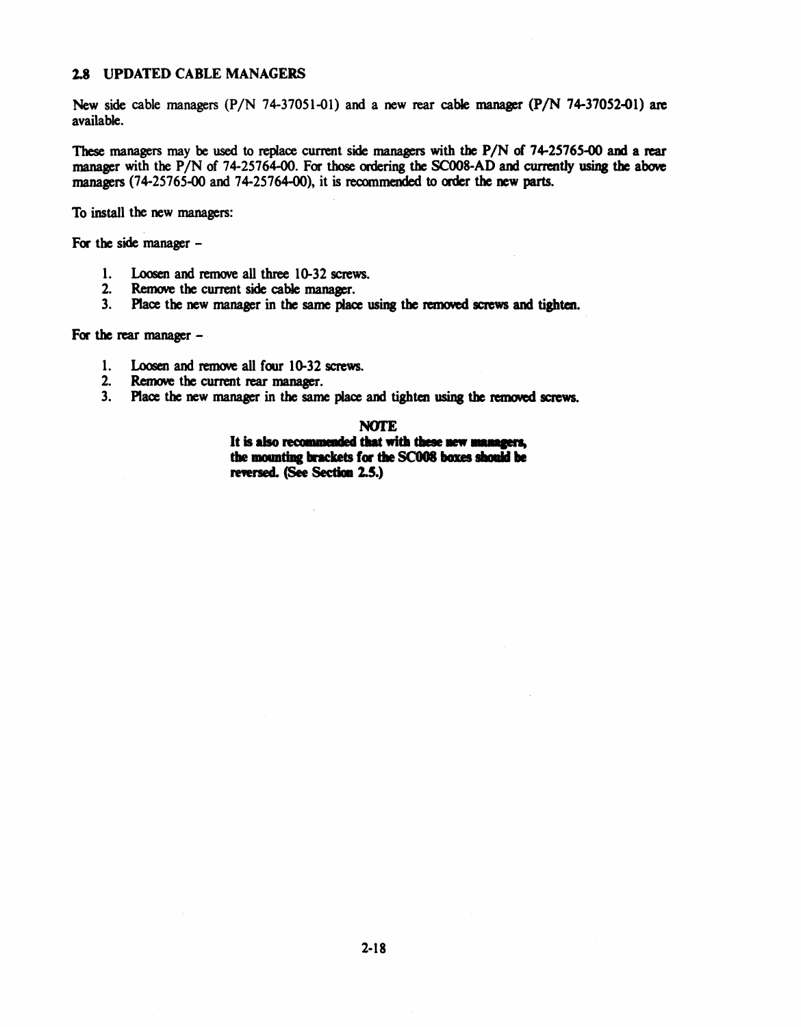## 2.8 UPDATED CABLE MANAGERS

New side cable managers (P/N 74-37051-01) and a new rear cable manager (P/N 74-37052-01) are available.

These managers may be used to replace current side managers with the P/N of 74-25765-00 and a rear manager with the P/N of 74-25764-00. For those ordering the SC008-AD and currently using the above managers (74-25765-00 and 74-25764-00), it is recommended to order the new parts.

To install the new managers:

For the side manager –

1. Loosen and remove all three 10-32 screws.
2. Remove the current side cable manager.
3. Place the new manager in the same place using the removed screws and tighten.

For the rear manager –

1. Loosen and remove all four 10-32 screws.
2. Remove the current rear manager.
3. Place the new manager in the same place and tighten using the removed screws.

**NOTE**

**It is also recommended that with these new managers, the mounting brackets for the SC008 boxes should be reversed. (See Section 2.5.)**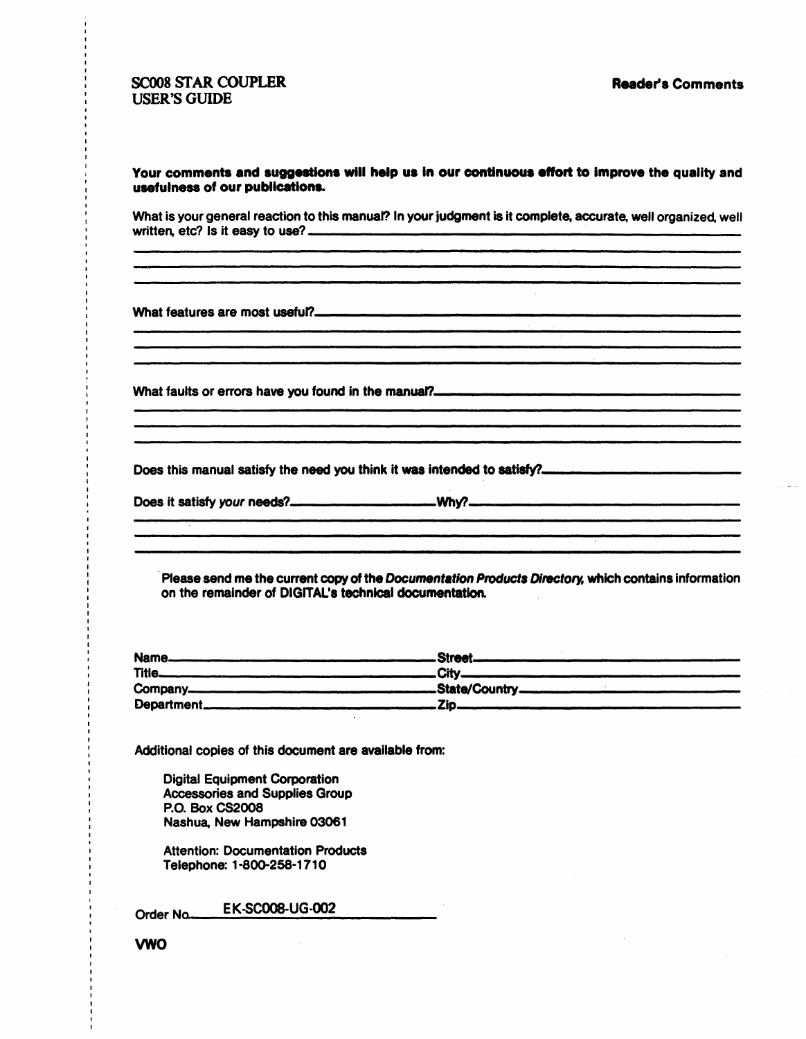SC008 STAR COUPLER
USER'S GUIDE

**Reader's Comments**

**Your comments and suggestions will help us in our continuous effort to improve the quality and usefulness of our publications.**

What is your general reaction to this manual? In your judgment is it complete, accurate, well organized, well written, etc? Is it easy to use? ____________________

What features are most useful? ____________________

What faults or errors have you found in the manual? ____________________

Does this manual satisfy the need you think it was intended to satisfy? ____________________

Does it satisfy *your* needs? ____________________ Why? ____________________

Please send me the current copy of the *Documentation Products Directory*, which contains information on the remainder of DIGITAL's technical documentation.

Name ____________________ Street ____________________
Title ____________________ City ____________________
Company ____________________ State/Country ____________________
Department ____________________ Zip ____________________

Additional copies of this document are available from:

Digital Equipment Corporation
Accessories and Supplies Group
P.O. Box CS2008
Nashua, New Hampshire 03061

Attention: Documentation Products
Telephone: 1-800-258-1710

Order No. EK-SC008-UG-002

VWO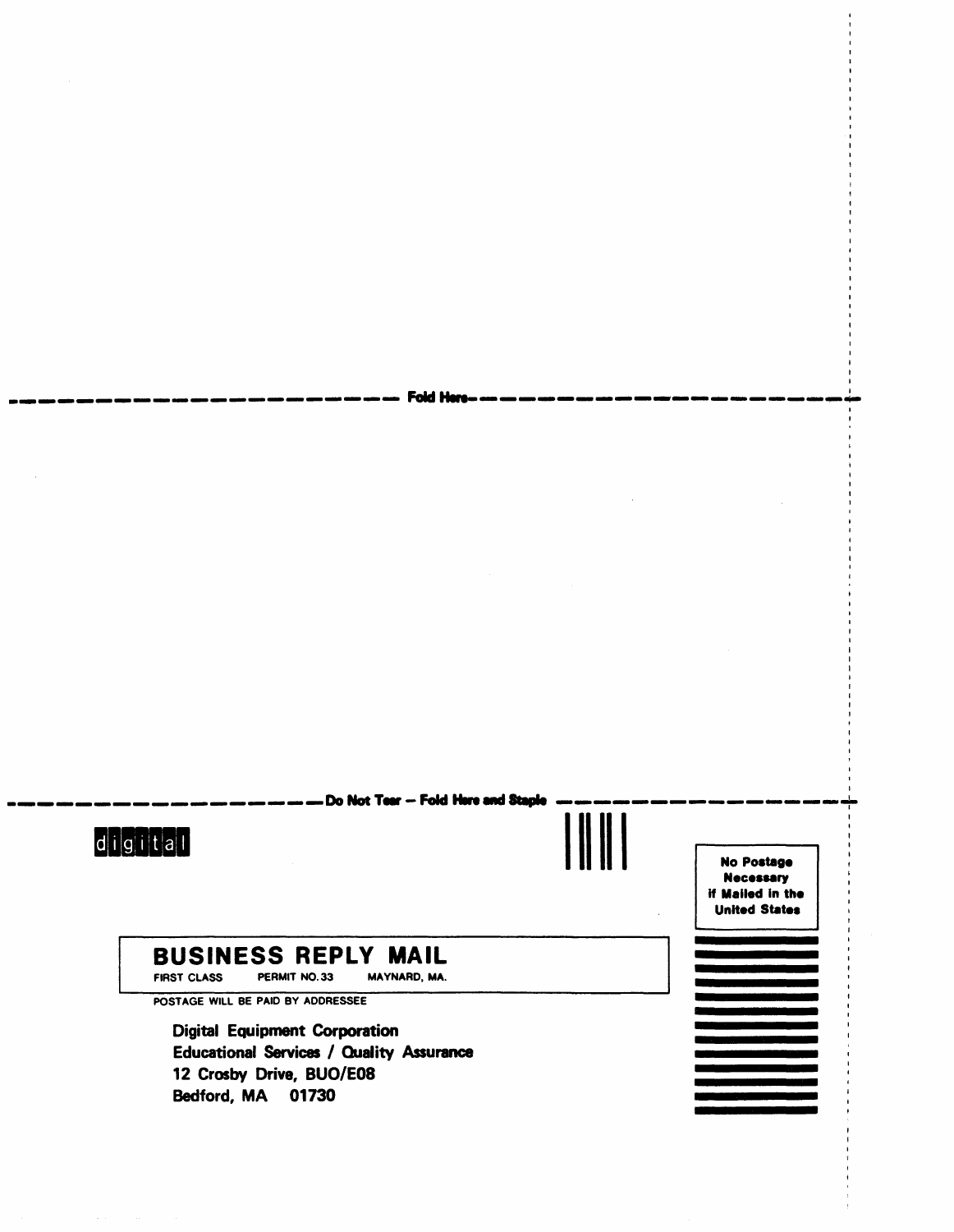Fold Here

Do Not Tear – Fold Here and Staple

digital

No Postage Necessary if Mailed in the United States

**BUSINESS REPLY MAIL**
FIRST CLASS PERMIT NO. 33 MAYNARD, MA.

POSTAGE WILL BE PAID BY ADDRESSEE

**Digital Equipment Corporation**
**Educational Services / Quality Assurance**
**12 Crosby Drive, BUO/E08**
**Bedford, MA 01730**